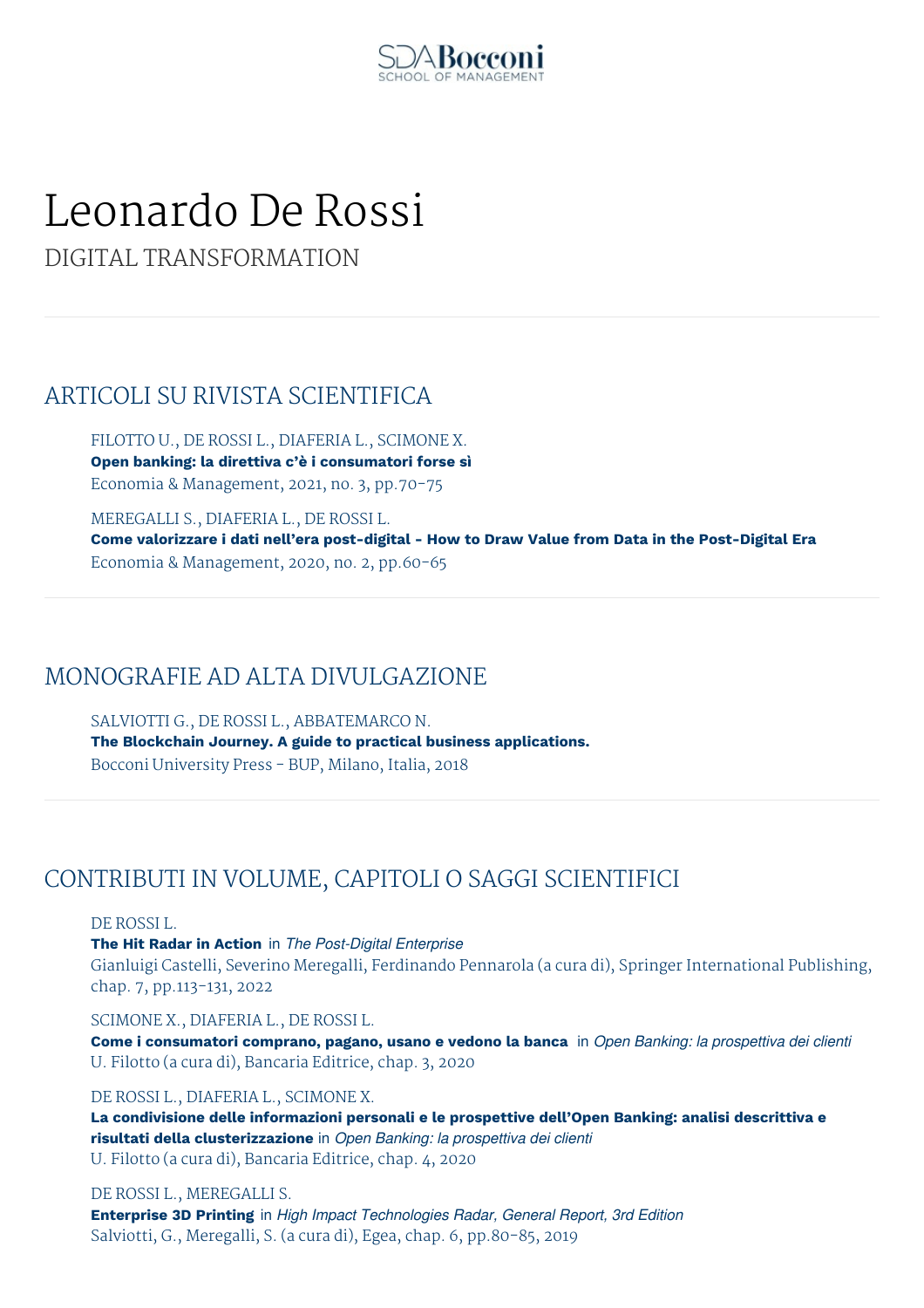# Leonardo De Rossi

DIGITAL TRANSFORMATION

## ARTICOLI SU RIVISTA SCIENTIFICA

FILOTTO U., DE ROSSI L., DIAFERIA L., SCIMONE X.
**Open banking: la direttiva c'è i consumatori forse sì**
Economia & Management, 2021, no. 3, pp.70-75

MEREGALLI S., DIAFERIA L., DE ROSSI L.
**Come valorizzare i dati nell'era post-digital - How to Draw Value from Data in the Post-Digital Era**
Economia & Management, 2020, no. 2, pp.60-65

## MONOGRAFIE AD ALTA DIVULGAZIONE

SALVIOTTI G., DE ROSSI L., ABBATEMARCO N.
**The Blockchain Journey. A guide to practical business applications.**
Bocconi University Press - BUP, Milano, Italia, 2018

## CONTRIBUTI IN VOLUME, CAPITOLI O SAGGI SCIENTIFICI

DE ROSSI L.
**The Hit Radar in Action** in *The Post-Digital Enterprise*
Gianluigi Castelli, Severino Meregalli, Ferdinando Pennarola (a cura di), Springer International Publishing, chap. 7, pp.113-131, 2022

SCIMONE X., DIAFERIA L., DE ROSSI L.
**Come i consumatori comprano, pagano, usano e vedono la banca** in *Open Banking: la prospettiva dei clienti*
U. Filotto (a cura di), Bancaria Editrice, chap. 3, 2020

DE ROSSI L., DIAFERIA L., SCIMONE X.
**La condivisione delle informazioni personali e le prospettive dell'Open Banking: analisi descrittiva e risultati della clusterizzazione** in *Open Banking: la prospettiva dei clienti*
U. Filotto (a cura di), Bancaria Editrice, chap. 4, 2020

DE ROSSI L., MEREGALLI S.
**Enterprise 3D Printing** in *High Impact Technologies Radar, General Report, 3rd Edition*
Salviotti, G., Meregalli, S. (a cura di), Egea, chap. 6, pp.80-85, 2019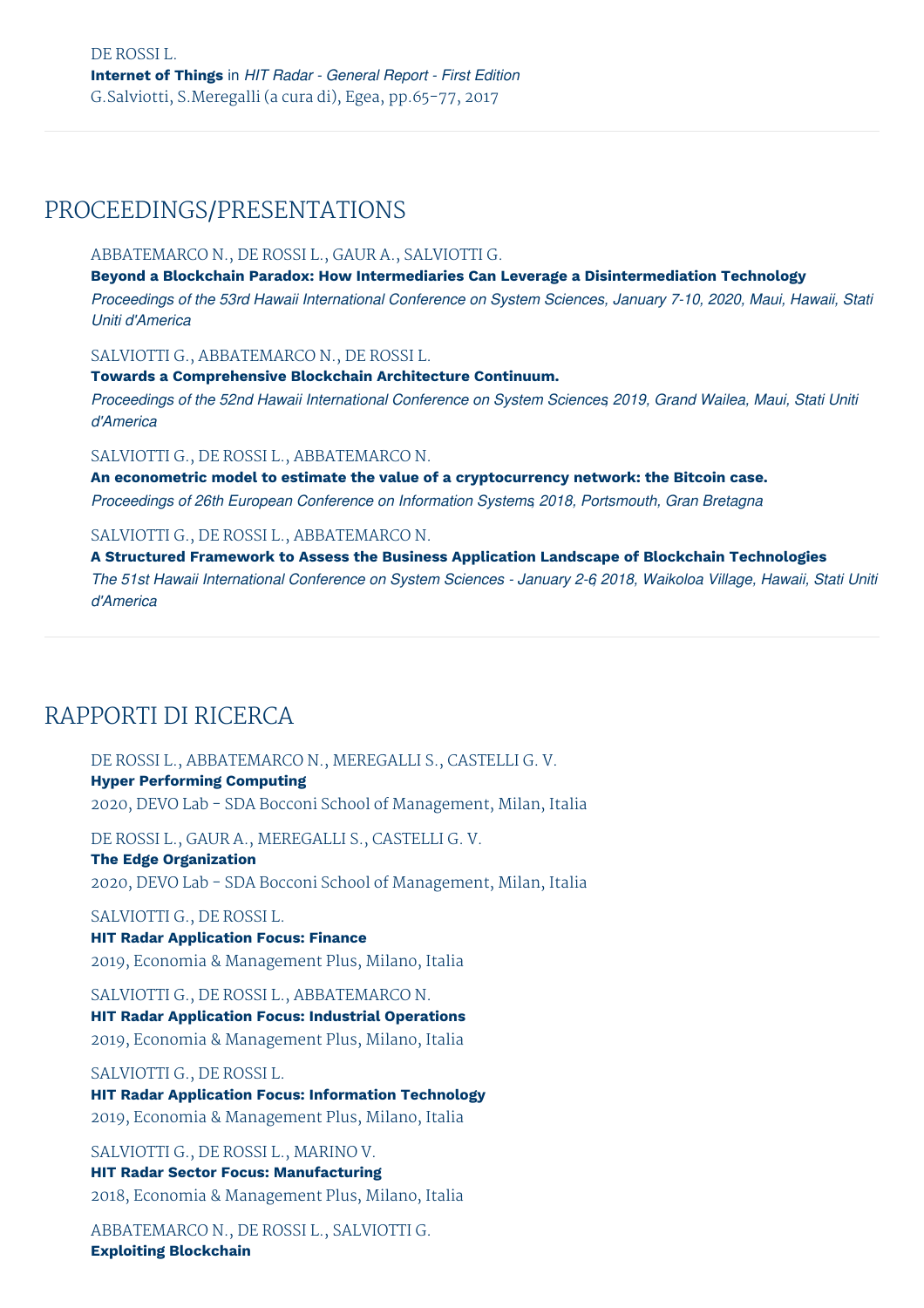DE ROSSI L.
**Internet of Things** in *HIT Radar - General Report - First Edition*
G.Salviotti, S.Meregalli (a cura di), Egea, pp.65-77, 2017

## PROCEEDINGS/PRESENTATIONS

ABBATEMARCO N., DE ROSSI L., GAUR A., SALVIOTTI G.
**Beyond a Blockchain Paradox: How Intermediaries Can Leverage a Disintermediation Technology**
*Proceedings of the 53rd Hawaii International Conference on System Sciences, January 7-10, 2020, Maui, Hawaii, Stati Uniti d'America*

SALVIOTTI G., ABBATEMARCO N., DE ROSSI L.
**Towards a Comprehensive Blockchain Architecture Continuum.**
*Proceedings of the 52nd Hawaii International Conference on System Sciences, 2019, Grand Wailea, Maui, Stati Uniti d'America*

SALVIOTTI G., DE ROSSI L., ABBATEMARCO N.
**An econometric model to estimate the value of a cryptocurrency network: the Bitcoin case.**
*Proceedings of 26th European Conference on Information Systems, 2018, Portsmouth, Gran Bretagna*

SALVIOTTI G., DE ROSSI L., ABBATEMARCO N.
**A Structured Framework to Assess the Business Application Landscape of Blockchain Technologies**
*The 51st Hawaii International Conference on System Sciences - January 2-6, 2018, Waikoloa Village, Hawaii, Stati Uniti d'America*

## RAPPORTI DI RICERCA

DE ROSSI L., ABBATEMARCO N., MEREGALLI S., CASTELLI G. V.
**Hyper Performing Computing**
2020, DEVO Lab - SDA Bocconi School of Management, Milan, Italia

DE ROSSI L., GAUR A., MEREGALLI S., CASTELLI G. V.
**The Edge Organization**
2020, DEVO Lab - SDA Bocconi School of Management, Milan, Italia

SALVIOTTI G., DE ROSSI L.
**HIT Radar Application Focus: Finance**
2019, Economia & Management Plus, Milano, Italia

SALVIOTTI G., DE ROSSI L., ABBATEMARCO N.
**HIT Radar Application Focus: Industrial Operations**
2019, Economia & Management Plus, Milano, Italia

SALVIOTTI G., DE ROSSI L.
**HIT Radar Application Focus: Information Technology**
2019, Economia & Management Plus, Milano, Italia

SALVIOTTI G., DE ROSSI L., MARINO V.
**HIT Radar Sector Focus: Manufacturing**
2018, Economia & Management Plus, Milano, Italia

ABBATEMARCO N., DE ROSSI L., SALVIOTTI G.
**Exploiting Blockchain**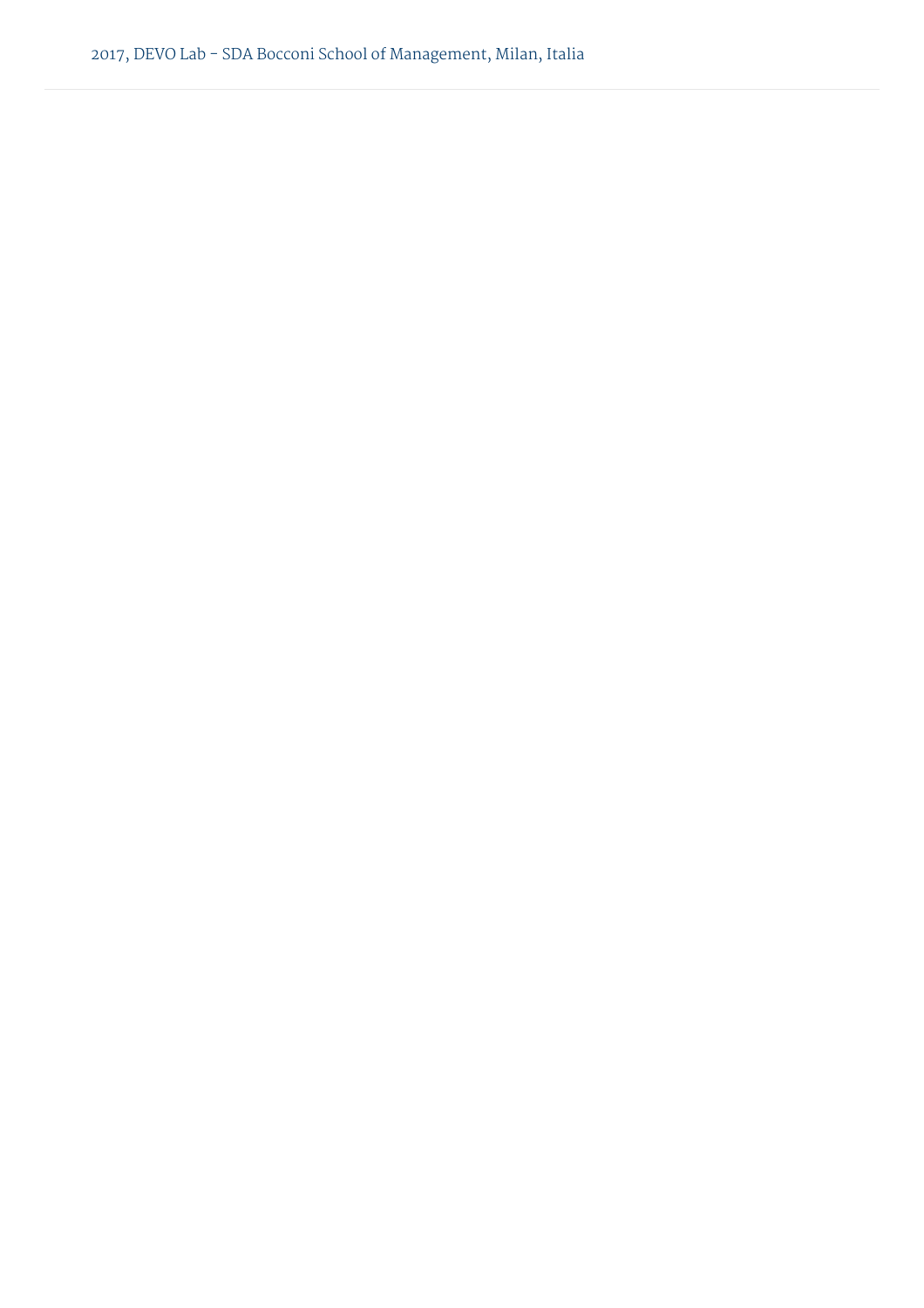2017, DEVO Lab - SDA Bocconi School of Management, Milan, Italia